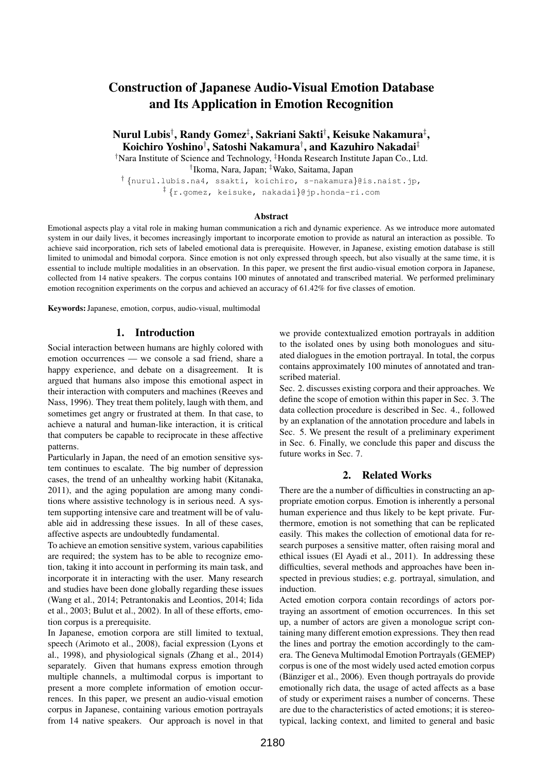# Construction of Japanese Audio-Visual Emotion Database and Its Application in Emotion Recognition

**Nurul Lubis**[†]**, Randy Gomez**[‡]**, Sakriani Sakti**[†]**, Keisuke Nakamura**[‡]**, Koichiro Yoshino**[†]**, Satoshi Nakamura**[†]**, and Kazuhiro Nakadai**[‡]

[†]Nara Institute of Science and Technology, [‡]Honda Research Institute Japan Co., Ltd.
[†]Ikoma, Nara, Japan; [‡]Wako, Saitama, Japan
[†] {nurul.lubis.na4, ssakti, koichiro, s-nakamura}@is.naist.jp,
[‡] {r.gomez, keisuke, nakadai}@jp.honda-ri.com

### Abstract

Emotional aspects play a vital role in making human communication a rich and dynamic experience. As we introduce more automated system in our daily lives, it becomes increasingly important to incorporate emotion to provide as natural an interaction as possible. To achieve said incorporation, rich sets of labeled emotional data is prerequisite. However, in Japanese, existing emotion database is still limited to unimodal and bimodal corpora. Since emotion is not only expressed through speech, but also visually at the same time, it is essential to include multiple modalities in an observation. In this paper, we present the first audio-visual emotion corpora in Japanese, collected from 14 native speakers. The corpus contains 100 minutes of annotated and transcribed material. We performed preliminary emotion recognition experiments on the corpus and achieved an accuracy of 61.42% for five classes of emotion.

**Keywords:** Japanese, emotion, corpus, audio-visual, multimodal

## 1. Introduction

Social interaction between humans are highly colored with emotion occurrences — we console a sad friend, share a happy experience, and debate on a disagreement. It is argued that humans also impose this emotional aspect in their interaction with computers and machines (Reeves and Nass, 1996). They treat them politely, laugh with them, and sometimes get angry or frustrated at them. In that case, to achieve a natural and human-like interaction, it is critical that computers be capable to reciprocate in these affective patterns.

Particularly in Japan, the need of an emotion sensitive system continues to escalate. The big number of depression cases, the trend of an unhealthy working habit (Kitanaka, 2011), and the aging population are among many conditions where assistive technology is in serious need. A system supporting intensive care and treatment will be of valuable aid in addressing these issues. In all of these cases, affective aspects are undoubtedly fundamental.

To achieve an emotion sensitive system, various capabilities are required; the system has to be able to recognize emotion, taking it into account in performing its main task, and incorporate it in interacting with the user. Many research and studies have been done globally regarding these issues (Wang et al., 2014; Petrantonakis and Leontios, 2014; Iida et al., 2003; Bulut et al., 2002). In all of these efforts, emotion corpus is a prerequisite.

In Japanese, emotion corpora are still limited to textual, speech (Arimoto et al., 2008), facial expression (Lyons et al., 1998), and physiological signals (Zhang et al., 2014) separately. Given that humans express emotion through multiple channels, a multimodal corpus is important to present a more complete information of emotion occurrences. In this paper, we present an audio-visual emotion corpus in Japanese, containing various emotion portrayals from 14 native speakers. Our approach is novel in that we provide contextualized emotion portrayals in addition to the isolated ones by using both monologues and situated dialogues in the emotion portrayal. In total, the corpus contains approximately 100 minutes of annotated and transcribed material.

Sec. 2. discusses existing corpora and their approaches. We define the scope of emotion within this paper in Sec. 3. The data collection procedure is described in Sec. 4., followed by an explanation of the annotation procedure and labels in Sec. 5. We present the result of a preliminary experiment in Sec. 6. Finally, we conclude this paper and discuss the future works in Sec. 7.

## 2. Related Works

There are the a number of difficulties in constructing an appropriate emotion corpus. Emotion is inherently a personal human experience and thus likely to be kept private. Furthermore, emotion is not something that can be replicated easily. This makes the collection of emotional data for research purposes a sensitive matter, often raising moral and ethical issues (El Ayadi et al., 2011). In addressing these difficulties, several methods and approaches have been inspected in previous studies; e.g. portrayal, simulation, and induction.

Acted emotion corpora contain recordings of actors portraying an assortment of emotion occurrences. In this set up, a number of actors are given a monologue script containing many different emotion expressions. They then read the lines and portray the emotion accordingly to the camera. The Geneva Multimodal Emotion Portrayals (GEMEP) corpus is one of the most widely used acted emotion corpus (Bänziger et al., 2006). Even though portrayals do provide emotionally rich data, the usage of acted affects as a base of study or experiment raises a number of concerns. These are due to the characteristics of acted emotions; it is stereotypical, lacking context, and limited to general and basic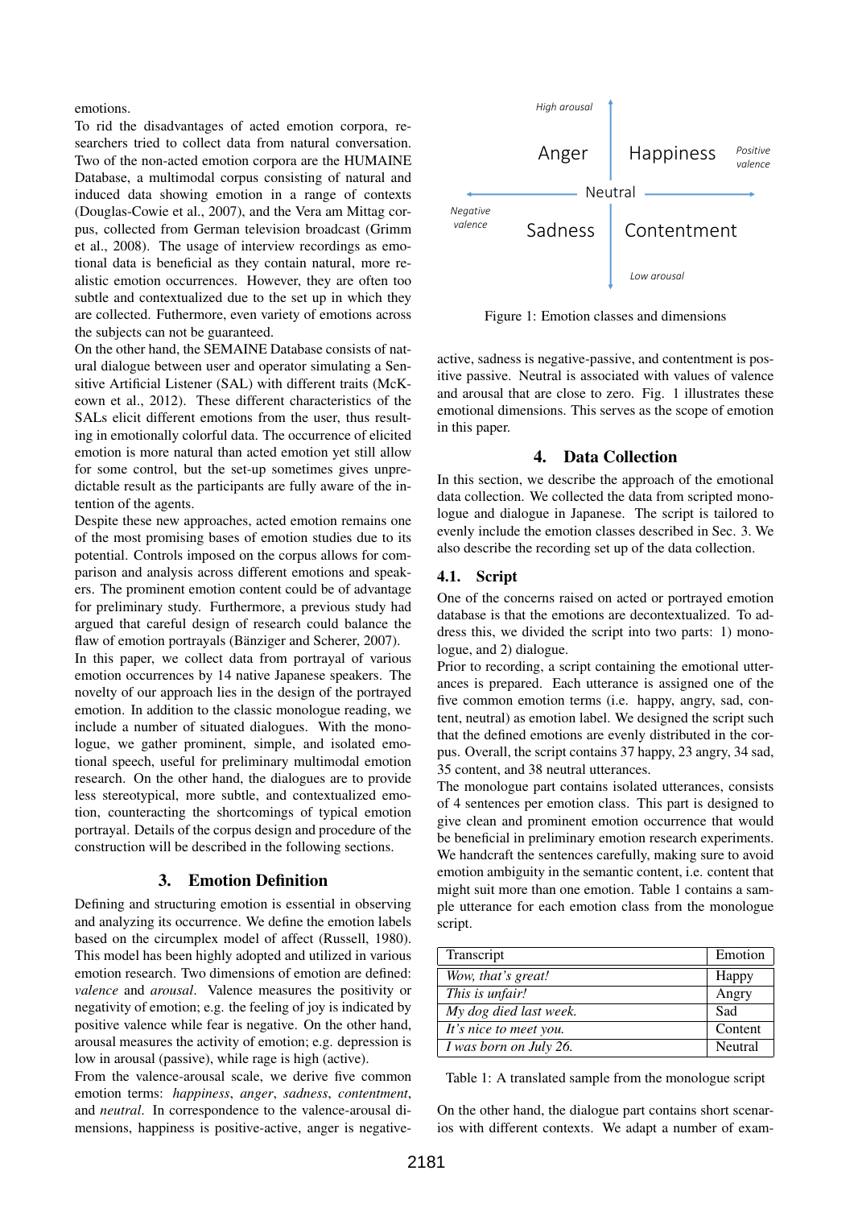emotions.

To rid the disadvantages of acted emotion corpora, researchers tried to collect data from natural conversation. Two of the non-acted emotion corpora are the HUMAINE Database, a multimodal corpus consisting of natural and induced data showing emotion in a range of contexts (Douglas-Cowie et al., 2007), and the Vera am Mittag corpus, collected from German television broadcast (Grimm et al., 2008). The usage of interview recordings as emotional data is beneficial as they contain natural, more realistic emotion occurrences. However, they are often too subtle and contextualized due to the set up in which they are collected. Futhermore, even variety of emotions across the subjects can not be guaranteed.

On the other hand, the SEMAINE Database consists of natural dialogue between user and operator simulating a Sensitive Artificial Listener (SAL) with different traits (McKeown et al., 2012). These different characteristics of the SALs elicit different emotions from the user, thus resulting in emotionally colorful data. The occurrence of elicited emotion is more natural than acted emotion yet still allow for some control, but the set-up sometimes gives unpredictable result as the participants are fully aware of the intention of the agents.

Despite these new approaches, acted emotion remains one of the most promising bases of emotion studies due to its potential. Controls imposed on the corpus allows for comparison and analysis across different emotions and speakers. The prominent emotion content could be of advantage for preliminary study. Furthermore, a previous study had argued that careful design of research could balance the flaw of emotion portrayals (Bänziger and Scherer, 2007).

In this paper, we collect data from portrayal of various emotion occurrences by 14 native Japanese speakers. The novelty of our approach lies in the design of the portrayed emotion. In addition to the classic monologue reading, we include a number of situated dialogues. With the monologue, we gather prominent, simple, and isolated emotional speech, useful for preliminary multimodal emotion research. On the other hand, the dialogues are to provide less stereotypical, more subtle, and contextualized emotion, counteracting the shortcomings of typical emotion portrayal. Details of the corpus design and procedure of the construction will be described in the following sections.

## 3. Emotion Definition

Defining and structuring emotion is essential in observing and analyzing its occurrence. We define the emotion labels based on the circumplex model of affect (Russell, 1980). This model has been highly adopted and utilized in various emotion research. Two dimensions of emotion are defined: *valence* and *arousal*. Valence measures the positivity or negativity of emotion; e.g. the feeling of joy is indicated by positive valence while fear is negative. On the other hand, arousal measures the activity of emotion; e.g. depression is low in arousal (passive), while rage is high (active).

From the valence-arousal scale, we derive five common emotion terms: *happiness*, *anger*, *sadness*, *contentment*, and *neutral*. In correspondence to the valence-arousal dimensions, happiness is positive-active, anger is negative-active, sadness is negative-passive, and contentment is positive passive. Neutral is associated with values of valence and arousal that are close to zero. Fig. 1 illustrates these emotional dimensions. This serves as the scope of emotion in this paper.

High arousal

Anger | Happiness

Positive valence

Negative valence

Neutral

Sadness | Contentment

Low arousal

Figure 1: Emotion classes and dimensions

## 4. Data Collection

In this section, we describe the approach of the emotional data collection. We collected the data from scripted monologue and dialogue in Japanese. The script is tailored to evenly include the emotion classes described in Sec. 3. We also describe the recording set up of the data collection.

### 4.1. Script

One of the concerns raised on acted or portrayed emotion database is that the emotions are decontextualized. To address this, we divided the script into two parts: 1) monologue, and 2) dialogue.

Prior to recording, a script containing the emotional utterances is prepared. Each utterance is assigned one of the five common emotion terms (i.e. happy, angry, sad, content, neutral) as emotion label. We designed the script such that the defined emotions are evenly distributed in the corpus. Overall, the script contains 37 happy, 23 angry, 34 sad, 35 content, and 38 neutral utterances.

The monologue part contains isolated utterances, consists of 4 sentences per emotion class. This part is designed to give clean and prominent emotion occurrence that would be beneficial in preliminary emotion research experiments. We handcraft the sentences carefully, making sure to avoid emotion ambiguity in the semantic content, i.e. content that might suit more than one emotion. Table 1 contains a sample utterance for each emotion class from the monologue script.

| Transcript | Emotion |
|---|---|
| *Wow, that's great!* | Happy |
| *This is unfair!* | Angry |
| *My dog died last week.* | Sad |
| *It's nice to meet you.* | Content |
| *I was born on July 26.* | Neutral |

Table 1: A translated sample from the monologue script

On the other hand, the dialogue part contains short scenarios with different contexts. We adapt a number of exam-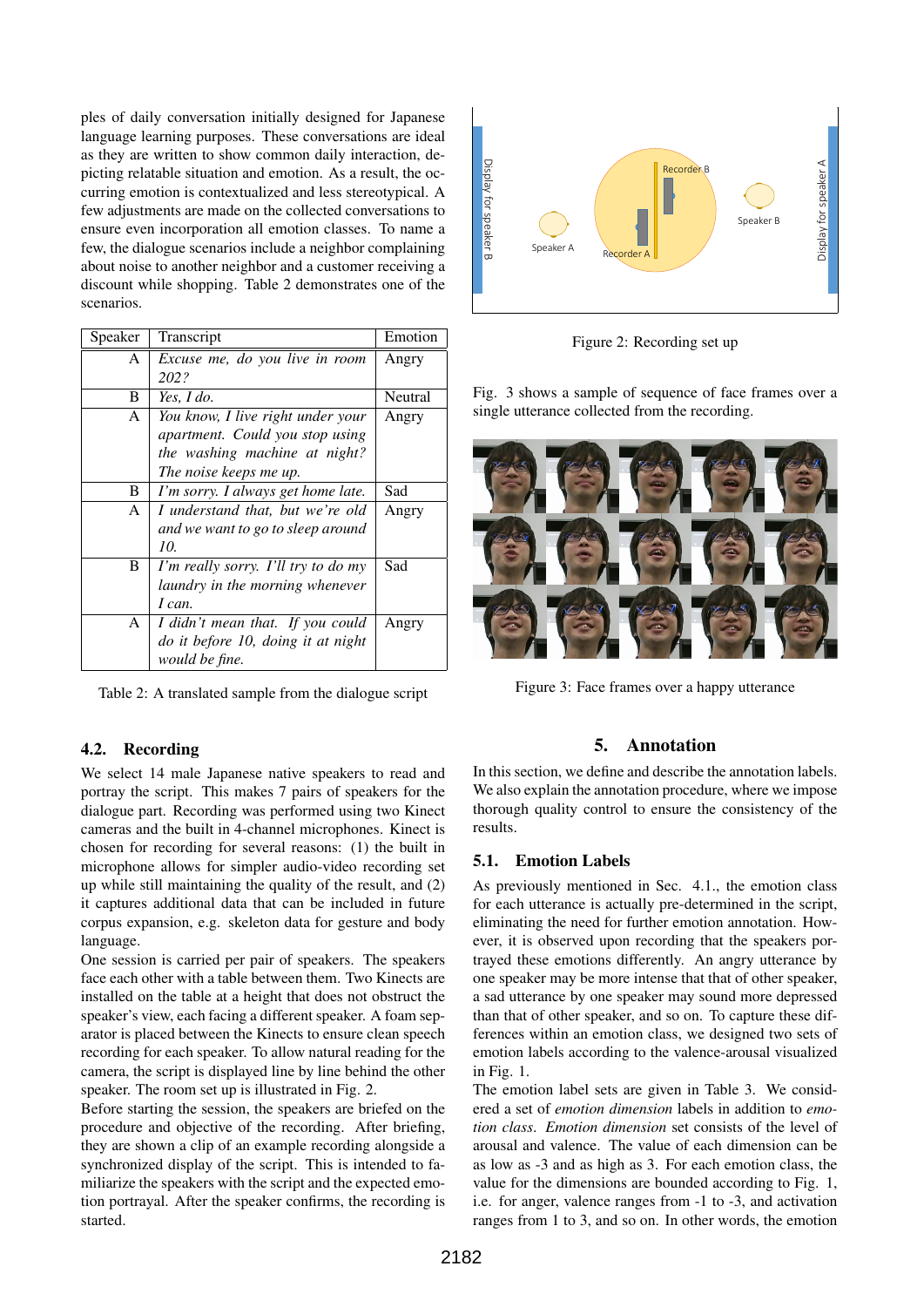ples of daily conversation initially designed for Japanese language learning purposes. These conversations are ideal as they are written to show common daily interaction, depicting relatable situation and emotion. As a result, the occurring emotion is contextualized and less stereotypical. A few adjustments are made on the collected conversations to ensure even incorporation all emotion classes. To name a few, the dialogue scenarios include a neighbor complaining about noise to another neighbor and a customer receiving a discount while shopping. Table 2 demonstrates one of the scenarios.

| Speaker | Transcript | Emotion |
|---|---|---|
| A | *Excuse me, do you live in room 202?* | Angry |
| B | *Yes, I do.* | Neutral |
| A | *You know, I live right under your apartment. Could you stop using the washing machine at night? The noise keeps me up.* | Angry |
| B | *I'm sorry. I always get home late.* | Sad |
| A | *I understand that, but we're old and we want to go to sleep around 10.* | Angry |
| B | *I'm really sorry. I'll try to do my laundry in the morning whenever I can.* | Sad |
| A | *I didn't mean that. If you could do it before 10, doing it at night would be fine.* | Angry |

Table 2: A translated sample from the dialogue script

### 4.2. Recording

We select 14 male Japanese native speakers to read and portray the script. This makes 7 pairs of speakers for the dialogue part. Recording was performed using two Kinect cameras and the built in 4-channel microphones. Kinect is chosen for recording for several reasons: (1) the built in microphone allows for simpler audio-video recording set up while still maintaining the quality of the result, and (2) it captures additional data that can be included in future corpus expansion, e.g. skeleton data for gesture and body language.

One session is carried per pair of speakers. The speakers face each other with a table between them. Two Kinects are installed on the table at a height that does not obstruct the speaker's view, each facing a different speaker. A foam separator is placed between the Kinects to ensure clean speech recording for each speaker. To allow natural reading for the camera, the script is displayed line by line behind the other speaker. The room set up is illustrated in Fig. 2.

Before starting the session, the speakers are briefed on the procedure and objective of the recording. After briefing, they are shown a clip of an example recording alongside a synchronized display of the script. This is intended to familiarize the speakers with the script and the expected emotion portrayal. After the speaker confirms, the recording is started.

Figure 2: Recording set up

Fig. 3 shows a sample of sequence of face frames over a single utterance collected from the recording.

Figure 3: Face frames over a happy utterance

## 5. Annotation

In this section, we define and describe the annotation labels. We also explain the annotation procedure, where we impose thorough quality control to ensure the consistency of the results.

### 5.1. Emotion Labels

As previously mentioned in Sec. 4.1., the emotion class for each utterance is actually pre-determined in the script, eliminating the need for further emotion annotation. However, it is observed upon recording that the speakers portrayed these emotions differently. An angry utterance by one speaker may be more intense that that of other speaker, a sad utterance by one speaker may sound more depressed than that of other speaker, and so on. To capture these differences within an emotion class, we designed two sets of emotion labels according to the valence-arousal visualized in Fig. 1.

The emotion label sets are given in Table 3. We considered a set of *emotion dimension* labels in addition to *emotion class*. *Emotion dimension* set consists of the level of arousal and valence. The value of each dimension can be as low as -3 and as high as 3. For each emotion class, the value for the dimensions are bounded according to Fig. 1, i.e. for anger, valence ranges from -1 to -3, and activation ranges from 1 to 3, and so on. In other words, the emotion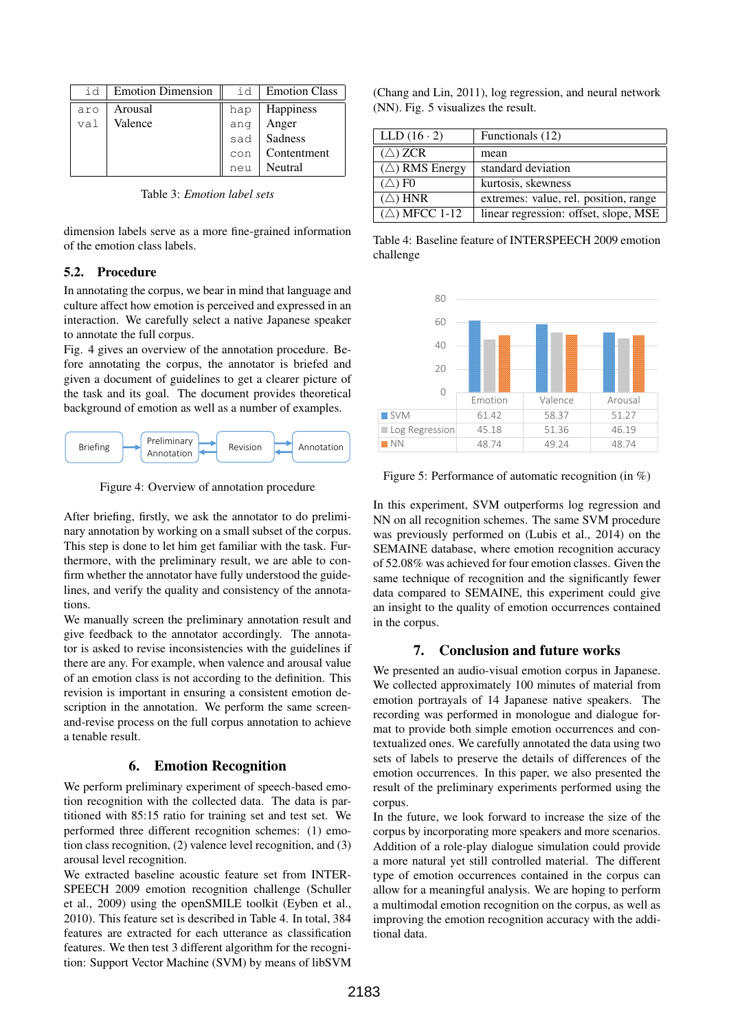| id | Emotion Dimension | id | Emotion Class |
|---|---|---|---|
| aro | Arousal | hap | Happiness |
| val | Valence | ang | Anger |
| | | sad | Sadness |
| | | con | Contentment |
| | | neu | Neutral |

Table 3: *Emotion label sets*

dimension labels serve as a more fine-grained information of the emotion class labels.

### 5.2. Procedure

In annotating the corpus, we bear in mind that language and culture affect how emotion is perceived and expressed in an interaction. We carefully select a native Japanese speaker to annotate the full corpus.

Fig. 4 gives an overview of the annotation procedure. Before annotating the corpus, the annotator is briefed and given a document of guidelines to get a clearer picture of the task and its goal. The document provides theoretical background of emotion as well as a number of examples.

Briefing → Preliminary Annotation ⇄ Revision ⇄ Annotation

Figure 4: Overview of annotation procedure

After briefing, firstly, we ask the annotator to do preliminary annotation by working on a small subset of the corpus. This step is done to let him get familiar with the task. Furthermore, with the preliminary result, we are able to confirm whether the annotator have fully understood the guidelines, and verify the quality and consistency of the annotations.

We manually screen the preliminary annotation result and give feedback to the annotator accordingly. The annotator is asked to revise inconsistencies with the guidelines if there are any. For example, when valence and arousal value of an emotion class is not according to the definition. This revision is important in ensuring a consistent emotion description in the annotation. We perform the same screen-and-revise process on the full corpus annotation to achieve a tenable result.

## 6. Emotion Recognition

We perform preliminary experiment of speech-based emotion recognition with the collected data. The data is partitioned with 85:15 ratio for training set and test set. We performed three different recognition schemes: (1) emotion class recognition, (2) valence level recognition, and (3) arousal level recognition.

We extracted baseline acoustic feature set from INTERSPEECH 2009 emotion recognition challenge (Schuller et al., 2009) using the openSMILE toolkit (Eyben et al., 2010). This feature set is described in Table 4. In total, 384 features are extracted for each utterance as classification features. We then test 3 different algorithm for the recognition: Support Vector Machine (SVM) by means of libSVM (Chang and Lin, 2011), log regression, and neural network (NN). Fig. 5 visualizes the result.

| LLD ($16 \cdot 2$) | Functionals (12) |
|---|---|
| ($\triangle$) ZCR | mean |
| ($\triangle$) RMS Energy | standard deviation |
| ($\triangle$) F0 | kurtosis, skewness |
| ($\triangle$) HNR | extremes: value, rel. position, range |
| ($\triangle$) MFCC 1-12 | linear regression: offset, slope, MSE |

Table 4: Baseline feature of INTERSPEECH 2009 emotion challenge

| | Emotion | Valence | Arousal |
|---|---|---|---|
| SVM | 61.42 | 58.37 | 51.27 |
| Log Regression | 45.18 | 51.36 | 46.19 |
| NN | 48.74 | 49.24 | 48.74 |

Figure 5: Performance of automatic recognition (in %)

In this experiment, SVM outperforms log regression and NN on all recognition schemes. The same SVM procedure was previously performed on (Lubis et al., 2014) on the SEMAINE database, where emotion recognition accuracy of 52.08% was achieved for four emotion classes. Given the same technique of recognition and the significantly fewer data compared to SEMAINE, this experiment could give an insight to the quality of emotion occurrences contained in the corpus.

## 7. Conclusion and future works

We presented an audio-visual emotion corpus in Japanese. We collected approximately 100 minutes of material from emotion portrayals of 14 Japanese native speakers. The recording was performed in monologue and dialogue format to provide both simple emotion occurrences and contextualized ones. We carefully annotated the data using two sets of labels to preserve the details of differences of the emotion occurrences. In this paper, we also presented the result of the preliminary experiments performed using the corpus.

In the future, we look forward to increase the size of the corpus by incorporating more speakers and more scenarios. Addition of a role-play dialogue simulation could provide a more natural yet still controlled material. The different type of emotion occurrences contained in the corpus can allow for a meaningful analysis. We are hoping to perform a multimodal emotion recognition on the corpus, as well as improving the emotion recognition accuracy with the additional data.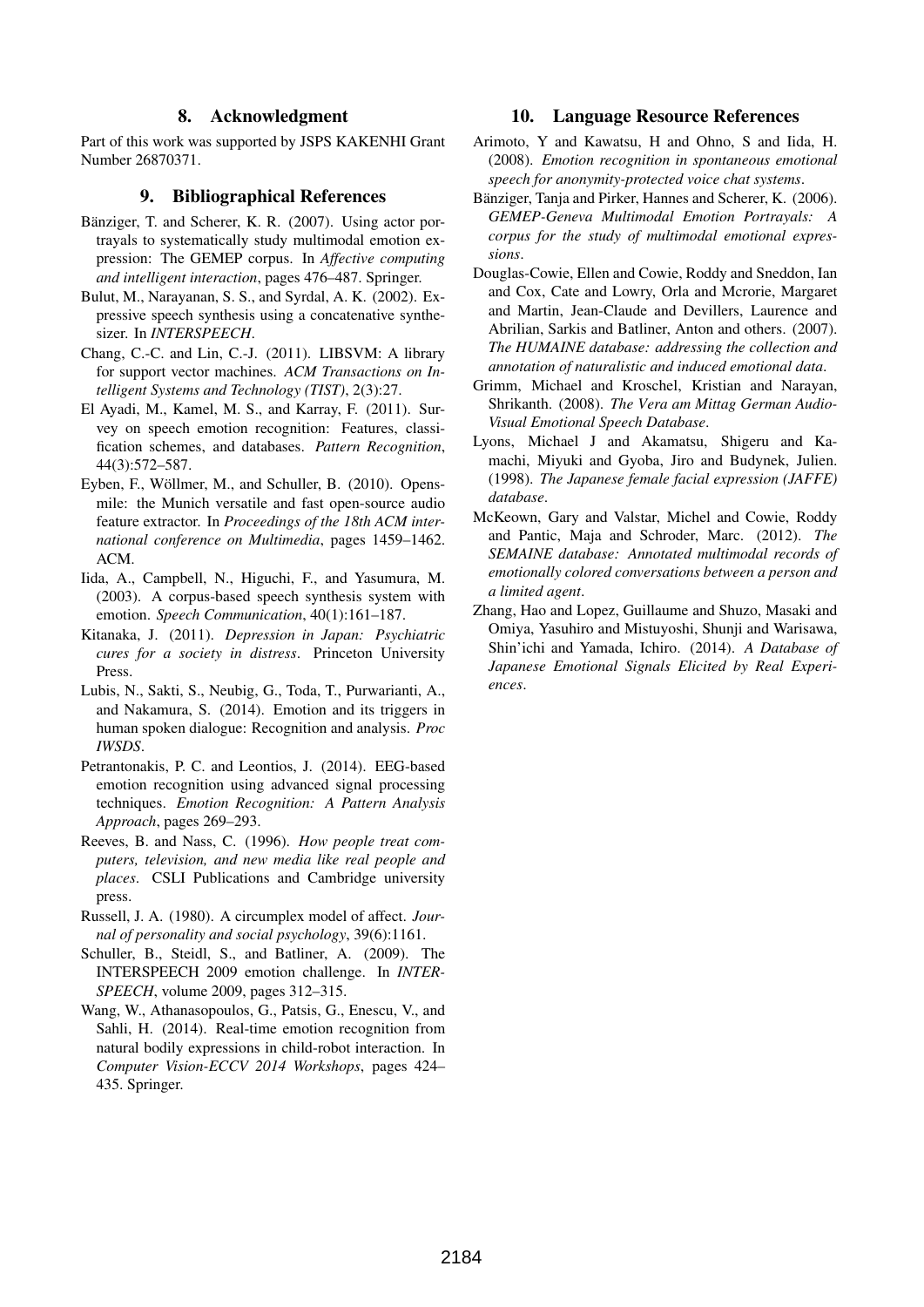## 8. Acknowledgment

Part of this work was supported by JSPS KAKENHI Grant Number 26870371.

## 9. Bibliographical References

Bänziger, T. and Scherer, K. R. (2007). Using actor portrayals to systematically study multimodal emotion expression: The GEMEP corpus. In *Affective computing and intelligent interaction*, pages 476–487. Springer.

Bulut, M., Narayanan, S. S., and Syrdal, A. K. (2002). Expressive speech synthesis using a concatenative synthesizer. In *INTERSPEECH*.

Chang, C.-C. and Lin, C.-J. (2011). LIBSVM: A library for support vector machines. *ACM Transactions on Intelligent Systems and Technology (TIST)*, 2(3):27.

El Ayadi, M., Kamel, M. S., and Karray, F. (2011). Survey on speech emotion recognition: Features, classification schemes, and databases. *Pattern Recognition*, 44(3):572–587.

Eyben, F., Wöllmer, M., and Schuller, B. (2010). Opensmile: the Munich versatile and fast open-source audio feature extractor. In *Proceedings of the 18th ACM international conference on Multimedia*, pages 1459–1462. ACM.

Iida, A., Campbell, N., Higuchi, F., and Yasumura, M. (2003). A corpus-based speech synthesis system with emotion. *Speech Communication*, 40(1):161–187.

Kitanaka, J. (2011). *Depression in Japan: Psychiatric cures for a society in distress*. Princeton University Press.

Lubis, N., Sakti, S., Neubig, G., Toda, T., Purwarianti, A., and Nakamura, S. (2014). Emotion and its triggers in human spoken dialogue: Recognition and analysis. *Proc IWSDS*.

Petrantonakis, P. C. and Leontios, J. (2014). EEG-based emotion recognition using advanced signal processing techniques. *Emotion Recognition: A Pattern Analysis Approach*, pages 269–293.

Reeves, B. and Nass, C. (1996). *How people treat computers, television, and new media like real people and places*. CSLI Publications and Cambridge university press.

Russell, J. A. (1980). A circumplex model of affect. *Journal of personality and social psychology*, 39(6):1161.

Schuller, B., Steidl, S., and Batliner, A. (2009). The INTERSPEECH 2009 emotion challenge. In *INTERSPEECH*, volume 2009, pages 312–315.

Wang, W., Athanasopoulos, G., Patsis, G., Enescu, V., and Sahli, H. (2014). Real-time emotion recognition from natural bodily expressions in child-robot interaction. In *Computer Vision-ECCV 2014 Workshops*, pages 424–435. Springer.

## 10. Language Resource References

Arimoto, Y and Kawatsu, H and Ohno, S and Iida, H. (2008). *Emotion recognition in spontaneous emotional speech for anonymity-protected voice chat systems*.

Bänziger, Tanja and Pirker, Hannes and Scherer, K. (2006). *GEMEP-Geneva Multimodal Emotion Portrayals: A corpus for the study of multimodal emotional expressions*.

Douglas-Cowie, Ellen and Cowie, Roddy and Sneddon, Ian and Cox, Cate and Lowry, Orla and Mcrorie, Margaret and Martin, Jean-Claude and Devillers, Laurence and Abrilian, Sarkis and Batliner, Anton and others. (2007). *The HUMAINE database: addressing the collection and annotation of naturalistic and induced emotional data*.

Grimm, Michael and Kroschel, Kristian and Narayan, Shrikanth. (2008). *The Vera am Mittag German Audio-Visual Emotional Speech Database*.

Lyons, Michael J and Akamatsu, Shigeru and Kamachi, Miyuki and Gyoba, Jiro and Budynek, Julien. (1998). *The Japanese female facial expression (JAFFE) database*.

McKeown, Gary and Valstar, Michel and Cowie, Roddy and Pantic, Maja and Schroder, Marc. (2012). *The SEMAINE database: Annotated multimodal records of emotionally colored conversations between a person and a limited agent*.

Zhang, Hao and Lopez, Guillaume and Shuzo, Masaki and Omiya, Yasuhiro and Mistuyoshi, Shunji and Warisawa, Shin'ichi and Yamada, Ichiro. (2014). *A Database of Japanese Emotional Signals Elicited by Real Experiences*.